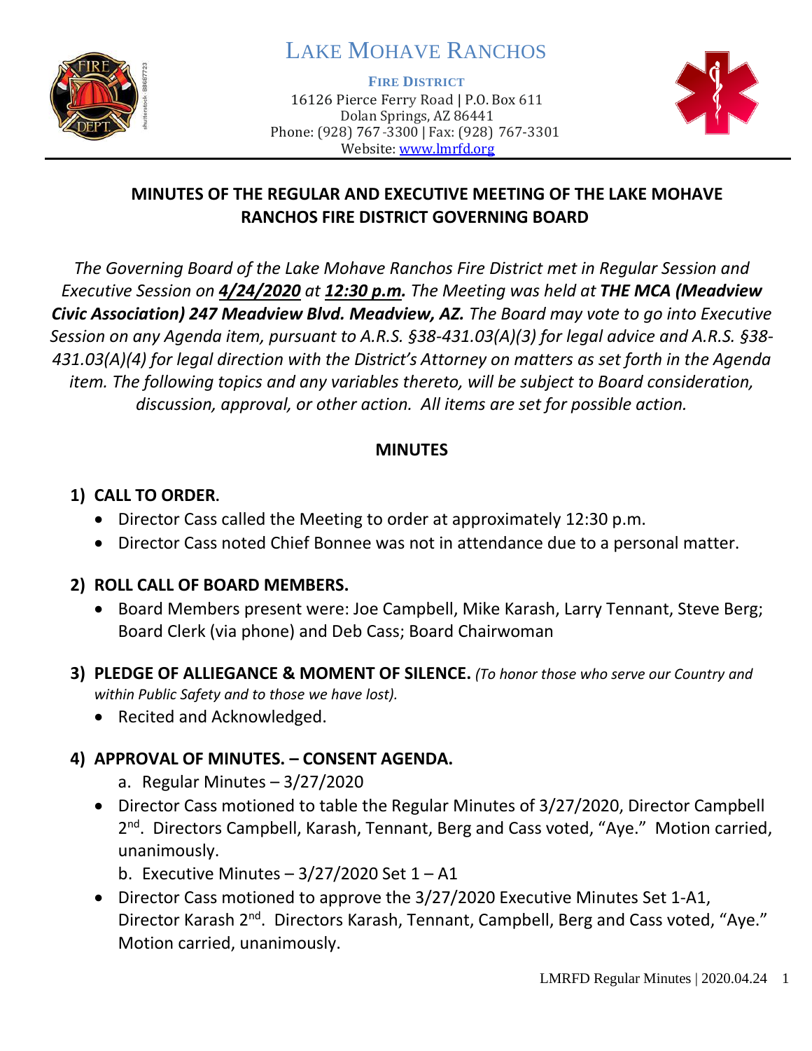# LAKE MOHAVE RANCHOS

**FIRE DISTRICT**
16126 Pierce Ferry Road | P.O. Box 611
Dolan Springs, AZ 86441
Phone: (928) 767-3300 | Fax: (928) 767-3301
Website: www.lmrfd.org

## MINUTES OF THE REGULAR AND EXECUTIVE MEETING OF THE LAKE MOHAVE RANCHOS FIRE DISTRICT GOVERNING BOARD

*The Governing Board of the Lake Mohave Ranchos Fire District met in Regular Session and Executive Session on **4/24/2020** at **12:30 p.m.** The Meeting was held at **THE MCA (Meadview Civic Association) 247 Meadview Blvd. Meadview, AZ.** The Board may vote to go into Executive Session on any Agenda item, pursuant to A.R.S. §38-431.03(A)(3) for legal advice and A.R.S. §38-431.03(A)(4) for legal direction with the District's Attorney on matters as set forth in the Agenda item. The following topics and any variables thereto, will be subject to Board consideration, discussion, approval, or other action. All items are set for possible action.*

## MINUTES

### 1) CALL TO ORDER.

- Director Cass called the Meeting to order at approximately 12:30 p.m.
- Director Cass noted Chief Bonnee was not in attendance due to a personal matter.

### 2) ROLL CALL OF BOARD MEMBERS.

- Board Members present were: Joe Campbell, Mike Karash, Larry Tennant, Steve Berg; Board Clerk (via phone) and Deb Cass; Board Chairwoman

### 3) PLEDGE OF ALLIEGANCE & MOMENT OF SILENCE. *(To honor those who serve our Country and within Public Safety and to those we have lost).*

- Recited and Acknowledged.

### 4) APPROVAL OF MINUTES. – CONSENT AGENDA.

a. Regular Minutes – 3/27/2020

- Director Cass motioned to table the Regular Minutes of 3/27/2020, Director Campbell 2nd. Directors Campbell, Karash, Tennant, Berg and Cass voted, "Aye." Motion carried, unanimously.

b. Executive Minutes – 3/27/2020 Set 1 – A1

- Director Cass motioned to approve the 3/27/2020 Executive Minutes Set 1-A1, Director Karash 2nd. Directors Karash, Tennant, Campbell, Berg and Cass voted, "Aye." Motion carried, unanimously.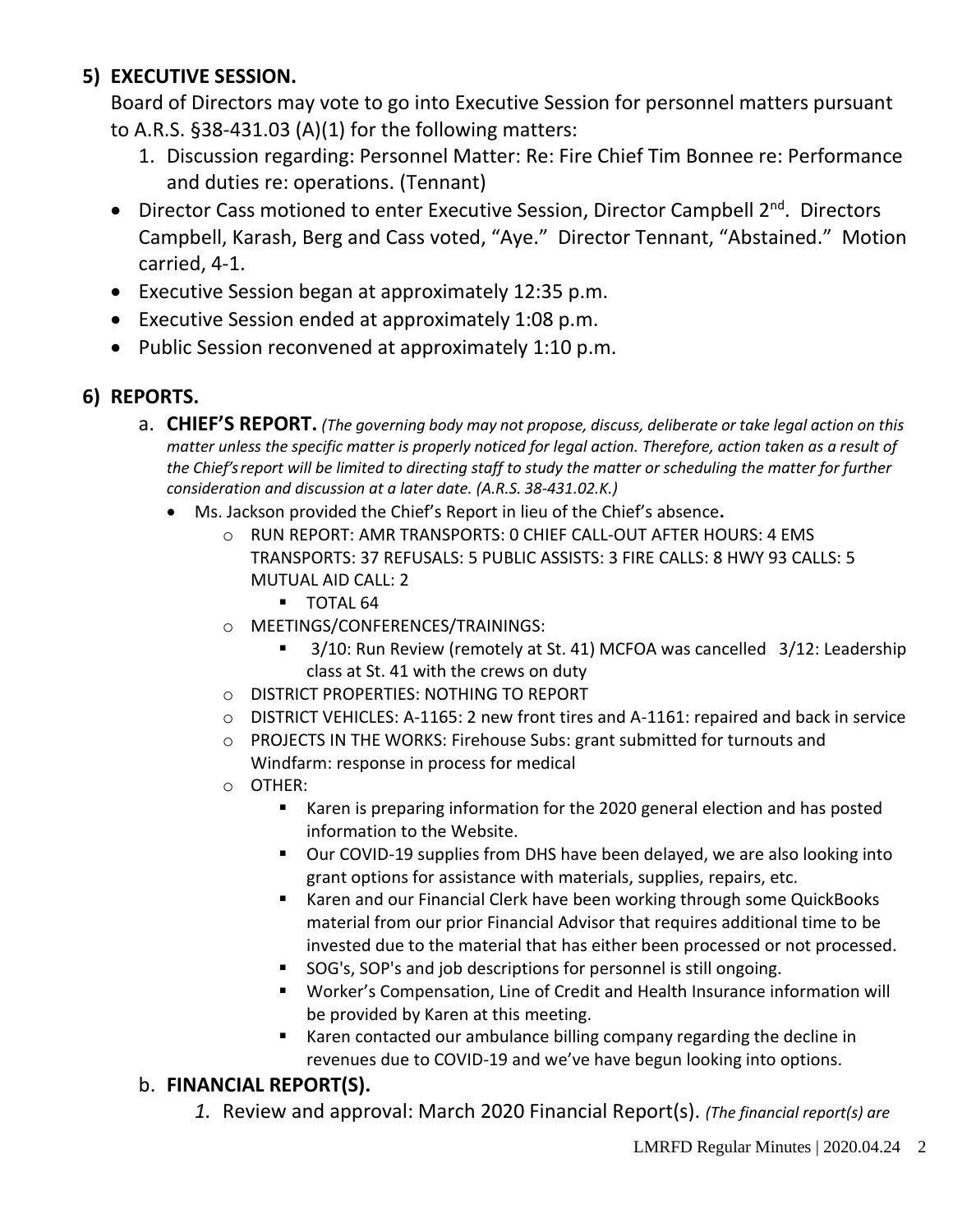## 5) EXECUTIVE SESSION.

Board of Directors may vote to go into Executive Session for personnel matters pursuant to A.R.S. §38-431.03 (A)(1) for the following matters:

1. Discussion regarding: Personnel Matter: Re: Fire Chief Tim Bonnee re: Performance and duties re: operations. (Tennant)

- Director Cass motioned to enter Executive Session, Director Campbell 2nd. Directors Campbell, Karash, Berg and Cass voted, "Aye." Director Tennant, "Abstained." Motion carried, 4-1.
- Executive Session began at approximately 12:35 p.m.
- Executive Session ended at approximately 1:08 p.m.
- Public Session reconvened at approximately 1:10 p.m.

## 6) REPORTS.

a. **CHIEF'S REPORT.** *(The governing body may not propose, discuss, deliberate or take legal action on this matter unless the specific matter is properly noticed for legal action. Therefore, action taken as a result of the Chief's report will be limited to directing staff to study the matter or scheduling the matter for further consideration and discussion at a later date. (A.R.S. 38-431.02.K.)*

- Ms. Jackson provided the Chief's Report in lieu of the Chief's absence.
  - RUN REPORT: AMR TRANSPORTS: 0 CHIEF CALL-OUT AFTER HOURS: 4 EMS TRANSPORTS: 37 REFUSALS: 5 PUBLIC ASSISTS: 3 FIRE CALLS: 8 HWY 93 CALLS: 5 MUTUAL AID CALL: 2
    - TOTAL 64
  - MEETINGS/CONFERENCES/TRAININGS:
    - 3/10: Run Review (remotely at St. 41) MCFOA was cancelled 3/12: Leadership class at St. 41 with the crews on duty
  - DISTRICT PROPERTIES: NOTHING TO REPORT
  - DISTRICT VEHICLES: A-1165: 2 new front tires and A-1161: repaired and back in service
  - PROJECTS IN THE WORKS: Firehouse Subs: grant submitted for turnouts and Windfarm: response in process for medical
  - OTHER:
    - Karen is preparing information for the 2020 general election and has posted information to the Website.
    - Our COVID-19 supplies from DHS have been delayed, we are also looking into grant options for assistance with materials, supplies, repairs, etc.
    - Karen and our Financial Clerk have been working through some QuickBooks material from our prior Financial Advisor that requires additional time to be invested due to the material that has either been processed or not processed.
    - SOG's, SOP's and job descriptions for personnel is still ongoing.
    - Worker's Compensation, Line of Credit and Health Insurance information will be provided by Karen at this meeting.
    - Karen contacted our ambulance billing company regarding the decline in revenues due to COVID-19 and we've have begun looking into options.

b. **FINANCIAL REPORT(S).**

1. Review and approval: March 2020 Financial Report(s). *(The financial report(s) are*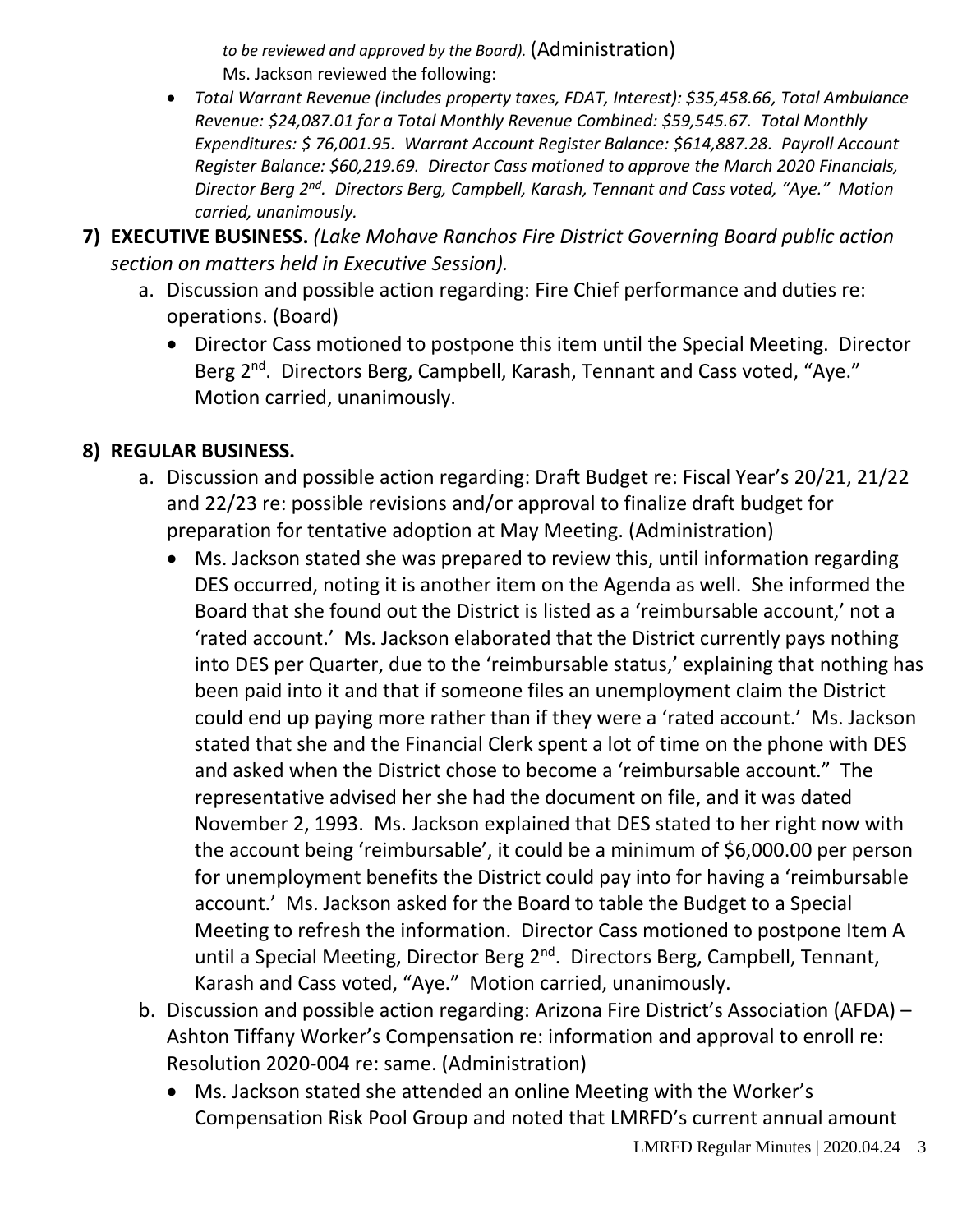*to be reviewed and approved by the Board).* (Administration)

Ms. Jackson reviewed the following:

- *Total Warrant Revenue (includes property taxes, FDAT, Interest): $35,458.66, Total Ambulance Revenue: $24,087.01 for a Total Monthly Revenue Combined: $59,545.67. Total Monthly Expenditures: $ 76,001.95. Warrant Account Register Balance: $614,887.28. Payroll Account Register Balance: $60,219.69. Director Cass motioned to approve the March 2020 Financials, Director Berg 2nd. Directors Berg, Campbell, Karash, Tennant and Cass voted, "Aye." Motion carried, unanimously.*

**7) EXECUTIVE BUSINESS.** *(Lake Mohave Ranchos Fire District Governing Board public action section on matters held in Executive Session).*

a. Discussion and possible action regarding: Fire Chief performance and duties re: operations. (Board)

- Director Cass motioned to postpone this item until the Special Meeting. Director Berg 2nd. Directors Berg, Campbell, Karash, Tennant and Cass voted, "Aye." Motion carried, unanimously.

**8) REGULAR BUSINESS.**

a. Discussion and possible action regarding: Draft Budget re: Fiscal Year's 20/21, 21/22 and 22/23 re: possible revisions and/or approval to finalize draft budget for preparation for tentative adoption at May Meeting. (Administration)

- Ms. Jackson stated she was prepared to review this, until information regarding DES occurred, noting it is another item on the Agenda as well. She informed the Board that she found out the District is listed as a 'reimbursable account,' not a 'rated account.' Ms. Jackson elaborated that the District currently pays nothing into DES per Quarter, due to the 'reimbursable status,' explaining that nothing has been paid into it and that if someone files an unemployment claim the District could end up paying more rather than if they were a 'rated account.' Ms. Jackson stated that she and the Financial Clerk spent a lot of time on the phone with DES and asked when the District chose to become a 'reimbursable account." The representative advised her she had the document on file, and it was dated November 2, 1993. Ms. Jackson explained that DES stated to her right now with the account being 'reimbursable', it could be a minimum of $6,000.00 per person for unemployment benefits the District could pay into for having a 'reimbursable account.' Ms. Jackson asked for the Board to table the Budget to a Special Meeting to refresh the information. Director Cass motioned to postpone Item A until a Special Meeting, Director Berg 2nd. Directors Berg, Campbell, Tennant, Karash and Cass voted, "Aye." Motion carried, unanimously.

b. Discussion and possible action regarding: Arizona Fire District's Association (AFDA) – Ashton Tiffany Worker's Compensation re: information and approval to enroll re: Resolution 2020-004 re: same. (Administration)

- Ms. Jackson stated she attended an online Meeting with the Worker's Compensation Risk Pool Group and noted that LMRFD's current annual amount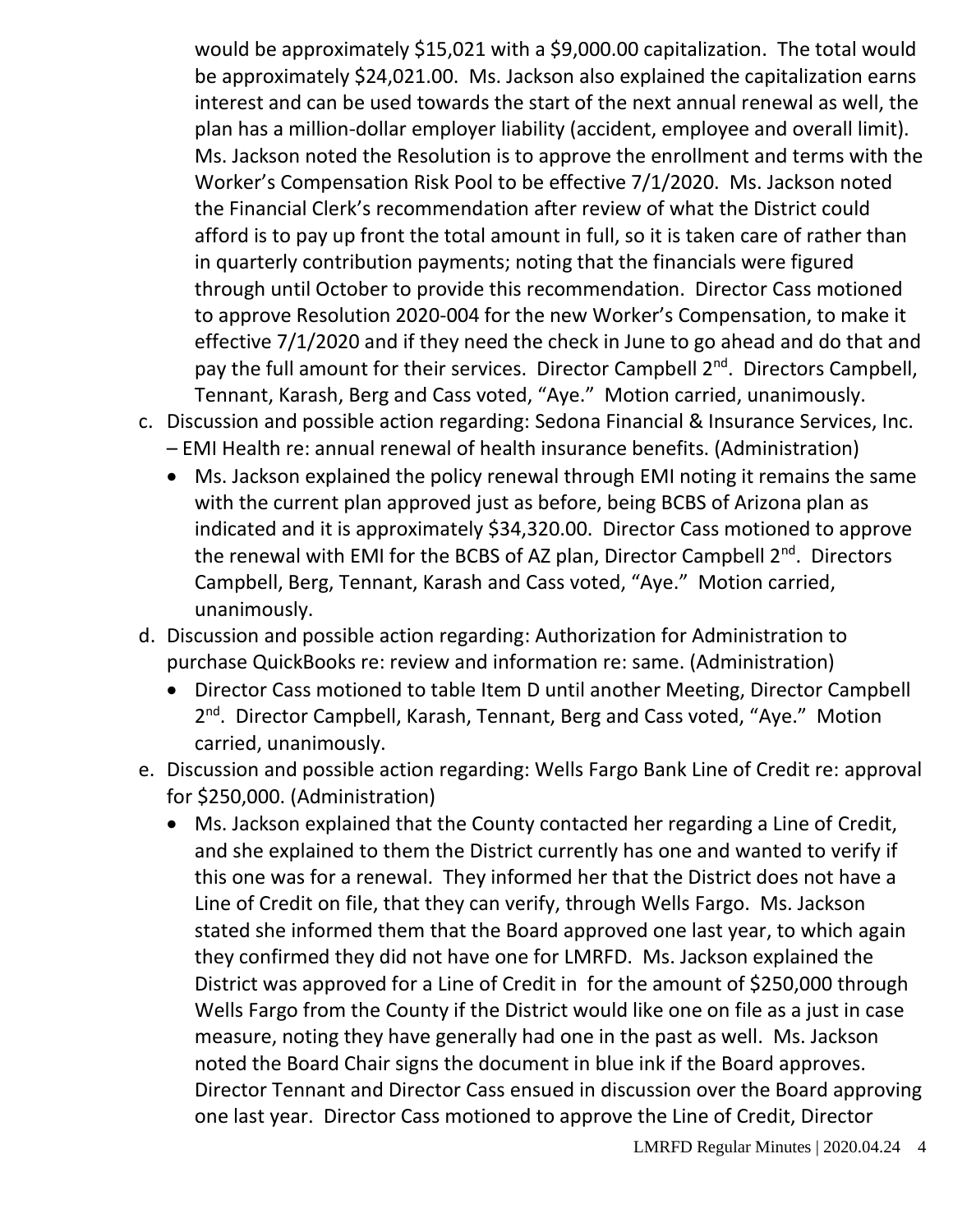would be approximately $15,021 with a $9,000.00 capitalization. The total would be approximately $24,021.00. Ms. Jackson also explained the capitalization earns interest and can be used towards the start of the next annual renewal as well, the plan has a million-dollar employer liability (accident, employee and overall limit). Ms. Jackson noted the Resolution is to approve the enrollment and terms with the Worker's Compensation Risk Pool to be effective 7/1/2020. Ms. Jackson noted the Financial Clerk's recommendation after review of what the District could afford is to pay up front the total amount in full, so it is taken care of rather than in quarterly contribution payments; noting that the financials were figured through until October to provide this recommendation. Director Cass motioned to approve Resolution 2020-004 for the new Worker's Compensation, to make it effective 7/1/2020 and if they need the check in June to go ahead and do that and pay the full amount for their services. Director Campbell 2nd. Directors Campbell, Tennant, Karash, Berg and Cass voted, "Aye." Motion carried, unanimously.

c. Discussion and possible action regarding: Sedona Financial & Insurance Services, Inc. – EMI Health re: annual renewal of health insurance benefits. (Administration)
   - Ms. Jackson explained the policy renewal through EMI noting it remains the same with the current plan approved just as before, being BCBS of Arizona plan as indicated and it is approximately $34,320.00. Director Cass motioned to approve the renewal with EMI for the BCBS of AZ plan, Director Campbell 2nd. Directors Campbell, Berg, Tennant, Karash and Cass voted, "Aye." Motion carried, unanimously.

d. Discussion and possible action regarding: Authorization for Administration to purchase QuickBooks re: review and information re: same. (Administration)
   - Director Cass motioned to table Item D until another Meeting, Director Campbell 2nd. Director Campbell, Karash, Tennant, Berg and Cass voted, "Aye." Motion carried, unanimously.

e. Discussion and possible action regarding: Wells Fargo Bank Line of Credit re: approval for $250,000. (Administration)
   - Ms. Jackson explained that the County contacted her regarding a Line of Credit, and she explained to them the District currently has one and wanted to verify if this one was for a renewal. They informed her that the District does not have a Line of Credit on file, that they can verify, through Wells Fargo. Ms. Jackson stated she informed them that the Board approved one last year, to which again they confirmed they did not have one for LMRFD. Ms. Jackson explained the District was approved for a Line of Credit in for the amount of $250,000 through Wells Fargo from the County if the District would like one on file as a just in case measure, noting they have generally had one in the past as well. Ms. Jackson noted the Board Chair signs the document in blue ink if the Board approves. Director Tennant and Director Cass ensued in discussion over the Board approving one last year. Director Cass motioned to approve the Line of Credit, Director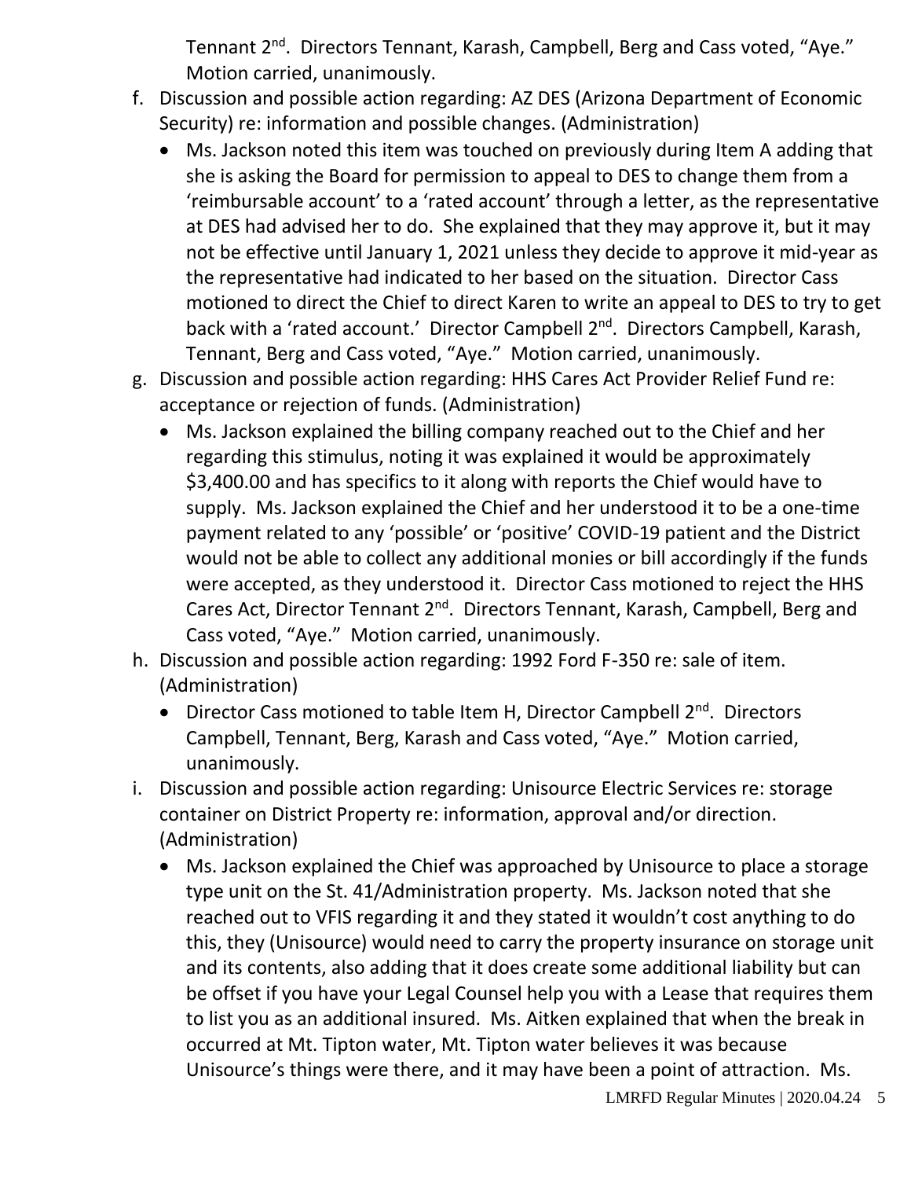Tennant 2nd. Directors Tennant, Karash, Campbell, Berg and Cass voted, "Aye." Motion carried, unanimously.

f. Discussion and possible action regarding: AZ DES (Arizona Department of Economic Security) re: information and possible changes. (Administration)
   - Ms. Jackson noted this item was touched on previously during Item A adding that she is asking the Board for permission to appeal to DES to change them from a 'reimbursable account' to a 'rated account' through a letter, as the representative at DES had advised her to do. She explained that they may approve it, but it may not be effective until January 1, 2021 unless they decide to approve it mid-year as the representative had indicated to her based on the situation. Director Cass motioned to direct the Chief to direct Karen to write an appeal to DES to try to get back with a 'rated account.' Director Campbell 2nd. Directors Campbell, Karash, Tennant, Berg and Cass voted, "Aye." Motion carried, unanimously.

g. Discussion and possible action regarding: HHS Cares Act Provider Relief Fund re: acceptance or rejection of funds. (Administration)
   - Ms. Jackson explained the billing company reached out to the Chief and her regarding this stimulus, noting it was explained it would be approximately $3,400.00 and has specifics to it along with reports the Chief would have to supply. Ms. Jackson explained the Chief and her understood it to be a one-time payment related to any 'possible' or 'positive' COVID-19 patient and the District would not be able to collect any additional monies or bill accordingly if the funds were accepted, as they understood it. Director Cass motioned to reject the HHS Cares Act, Director Tennant 2nd. Directors Tennant, Karash, Campbell, Berg and Cass voted, "Aye." Motion carried, unanimously.

h. Discussion and possible action regarding: 1992 Ford F-350 re: sale of item. (Administration)
   - Director Cass motioned to table Item H, Director Campbell 2nd. Directors Campbell, Tennant, Berg, Karash and Cass voted, "Aye." Motion carried, unanimously.

i. Discussion and possible action regarding: Unisource Electric Services re: storage container on District Property re: information, approval and/or direction. (Administration)
   - Ms. Jackson explained the Chief was approached by Unisource to place a storage type unit on the St. 41/Administration property. Ms. Jackson noted that she reached out to VFIS regarding it and they stated it wouldn't cost anything to do this, they (Unisource) would need to carry the property insurance on storage unit and its contents, also adding that it does create some additional liability but can be offset if you have your Legal Counsel help you with a Lease that requires them to list you as an additional insured. Ms. Aitken explained that when the break in occurred at Mt. Tipton water, Mt. Tipton water believes it was because Unisource's things were there, and it may have been a point of attraction. Ms.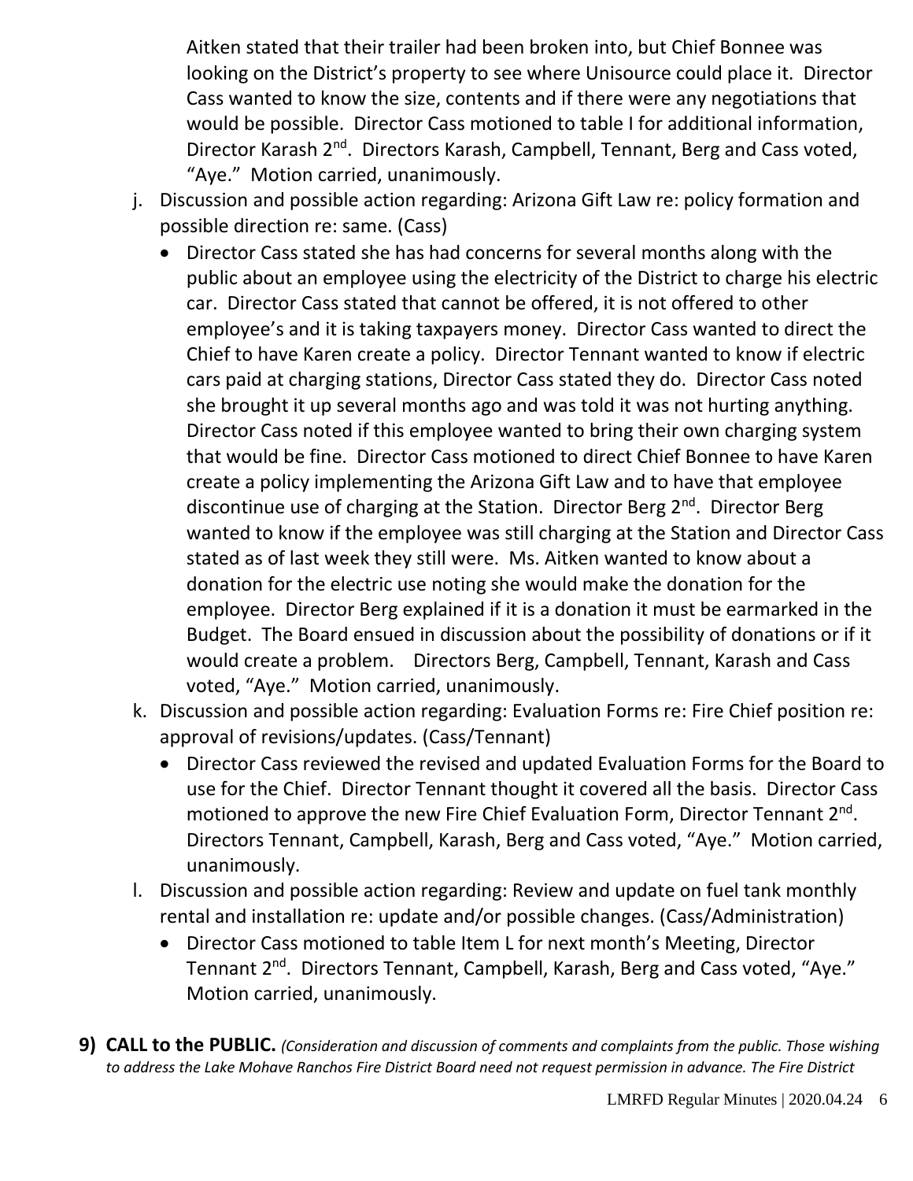Aitken stated that their trailer had been broken into, but Chief Bonnee was looking on the District's property to see where Unisource could place it. Director Cass wanted to know the size, contents and if there were any negotiations that would be possible. Director Cass motioned to table I for additional information, Director Karash 2nd. Directors Karash, Campbell, Tennant, Berg and Cass voted, "Aye." Motion carried, unanimously.

j. Discussion and possible action regarding: Arizona Gift Law re: policy formation and possible direction re: same. (Cass)
   - Director Cass stated she has had concerns for several months along with the public about an employee using the electricity of the District to charge his electric car. Director Cass stated that cannot be offered, it is not offered to other employee's and it is taking taxpayers money. Director Cass wanted to direct the Chief to have Karen create a policy. Director Tennant wanted to know if electric cars paid at charging stations, Director Cass stated they do. Director Cass noted she brought it up several months ago and was told it was not hurting anything. Director Cass noted if this employee wanted to bring their own charging system that would be fine. Director Cass motioned to direct Chief Bonnee to have Karen create a policy implementing the Arizona Gift Law and to have that employee discontinue use of charging at the Station. Director Berg 2nd. Director Berg wanted to know if the employee was still charging at the Station and Director Cass stated as of last week they still were. Ms. Aitken wanted to know about a donation for the electric use noting she would make the donation for the employee. Director Berg explained if it is a donation it must be earmarked in the Budget. The Board ensued in discussion about the possibility of donations or if it would create a problem. Directors Berg, Campbell, Tennant, Karash and Cass voted, "Aye." Motion carried, unanimously.

k. Discussion and possible action regarding: Evaluation Forms re: Fire Chief position re: approval of revisions/updates. (Cass/Tennant)
   - Director Cass reviewed the revised and updated Evaluation Forms for the Board to use for the Chief. Director Tennant thought it covered all the basis. Director Cass motioned to approve the new Fire Chief Evaluation Form, Director Tennant 2nd. Directors Tennant, Campbell, Karash, Berg and Cass voted, "Aye." Motion carried, unanimously.

l. Discussion and possible action regarding: Review and update on fuel tank monthly rental and installation re: update and/or possible changes. (Cass/Administration)
   - Director Cass motioned to table Item L for next month's Meeting, Director Tennant 2nd. Directors Tennant, Campbell, Karash, Berg and Cass voted, "Aye." Motion carried, unanimously.

**9) CALL to the PUBLIC.** *(Consideration and discussion of comments and complaints from the public. Those wishing to address the Lake Mohave Ranchos Fire District Board need not request permission in advance. The Fire District*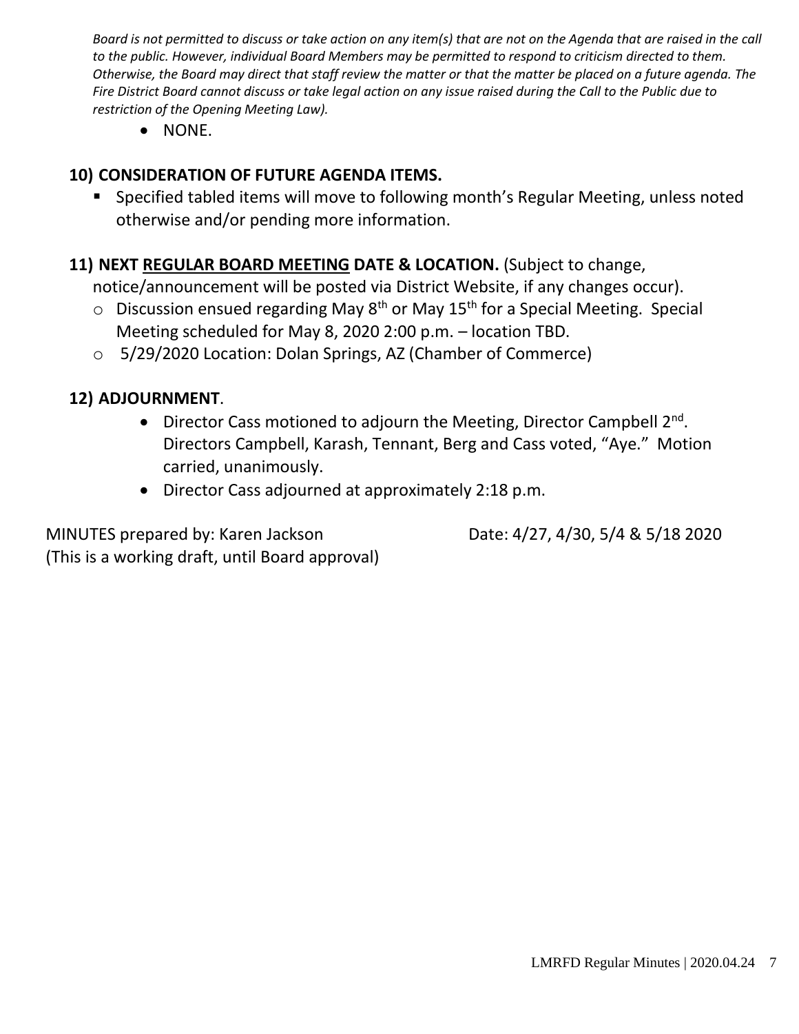*Board is not permitted to discuss or take action on any item(s) that are not on the Agenda that are raised in the call to the public. However, individual Board Members may be permitted to respond to criticism directed to them. Otherwise, the Board may direct that staff review the matter or that the matter be placed on a future agenda. The Fire District Board cannot discuss or take legal action on any issue raised during the Call to the Public due to restriction of the Opening Meeting Law).*

- NONE.

## 10) CONSIDERATION OF FUTURE AGENDA ITEMS.

- Specified tabled items will move to following month's Regular Meeting, unless noted otherwise and/or pending more information.

## 11) NEXT REGULAR BOARD MEETING DATE & LOCATION. (Subject to change, notice/announcement will be posted via District Website, if any changes occur).

- Discussion ensued regarding May 8th or May 15th for a Special Meeting. Special Meeting scheduled for May 8, 2020 2:00 p.m. – location TBD.
- 5/29/2020 Location: Dolan Springs, AZ (Chamber of Commerce)

## 12) ADJOURNMENT.

- Director Cass motioned to adjourn the Meeting, Director Campbell 2nd. Directors Campbell, Karash, Tennant, Berg and Cass voted, "Aye." Motion carried, unanimously.
- Director Cass adjourned at approximately 2:18 p.m.

MINUTES prepared by: Karen Jackson Date: 4/27, 4/30, 5/4 & 5/18 2020
(This is a working draft, until Board approval)